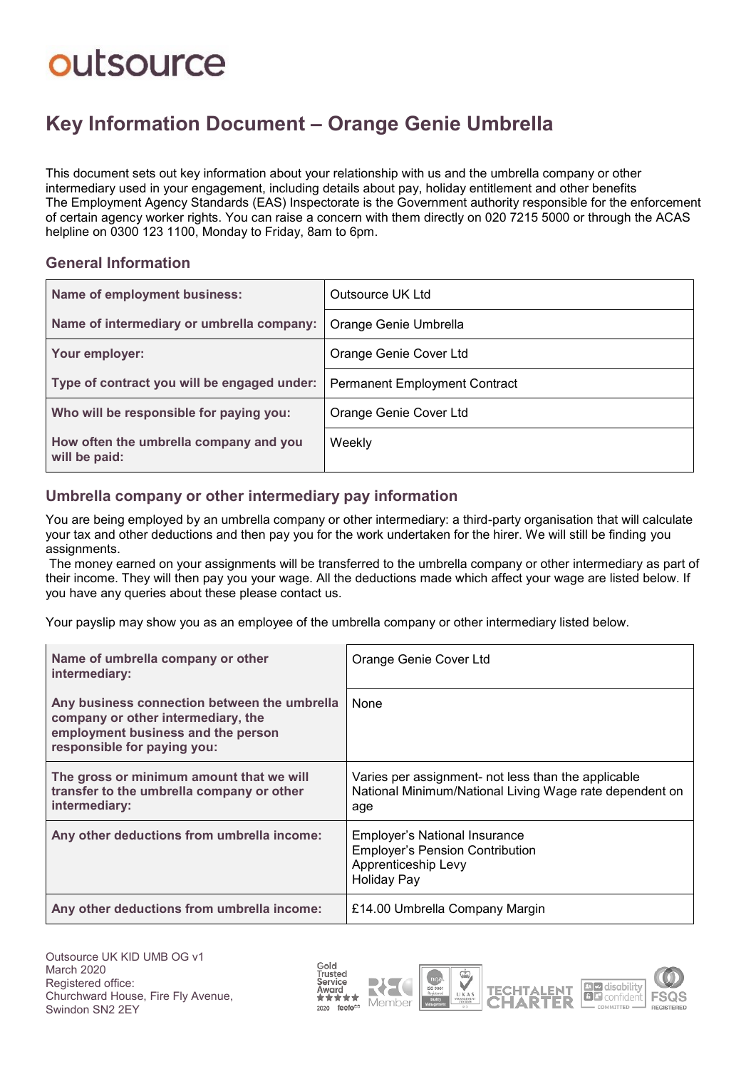outsource

# Key Information Document – Orange Genie Umbrella

This document sets out key information about your relationship with us and the umbrella company or other intermediary used in your engagement, including details about pay, holiday entitlement and other benefits
The Employment Agency Standards (EAS) Inspectorate is the Government authority responsible for the enforcement of certain agency worker rights. You can raise a concern with them directly on 020 7215 5000 or through the ACAS helpline on 0300 123 1100, Monday to Friday, 8am to 6pm.

## General Information

| | |
|---|---|
| **Name of employment business:** | Outsource UK Ltd |
| **Name of intermediary or umbrella company:** | Orange Genie Umbrella |
| **Your employer:** | Orange Genie Cover Ltd |
| **Type of contract you will be engaged under:** | Permanent Employment Contract |
| **Who will be responsible for paying you:** | Orange Genie Cover Ltd |
| **How often the umbrella company and you will be paid:** | Weekly |

## Umbrella company or other intermediary pay information

You are being employed by an umbrella company or other intermediary: a third-party organisation that will calculate your tax and other deductions and then pay you for the work undertaken for the hirer. We will still be finding you assignments.
The money earned on your assignments will be transferred to the umbrella company or other intermediary as part of their income. They will then pay you your wage. All the deductions made which affect your wage are listed below. If you have any queries about these please contact us.

Your payslip may show you as an employee of the umbrella company or other intermediary listed below.

| | |
|---|---|
| **Name of umbrella company or other intermediary:** | Orange Genie Cover Ltd |
| **Any business connection between the umbrella company or other intermediary, the employment business and the person responsible for paying you:** | None |
| **The gross or minimum amount that we will transfer to the umbrella company or other intermediary:** | Varies per assignment- not less than the applicable National Minimum/National Living Wage rate dependent on age |
| **Any other deductions from umbrella income:** | Employer's National Insurance<br>Employer's Pension Contribution<br>Apprenticeship Levy<br>Holiday Pay |
| **Any other deductions from umbrella income:** | £14.00 Umbrella Company Margin |

Outsource UK KID UMB OG v1
March 2020
Registered office:
Churchward House, Fire Fly Avenue,
Swindon SN2 2EY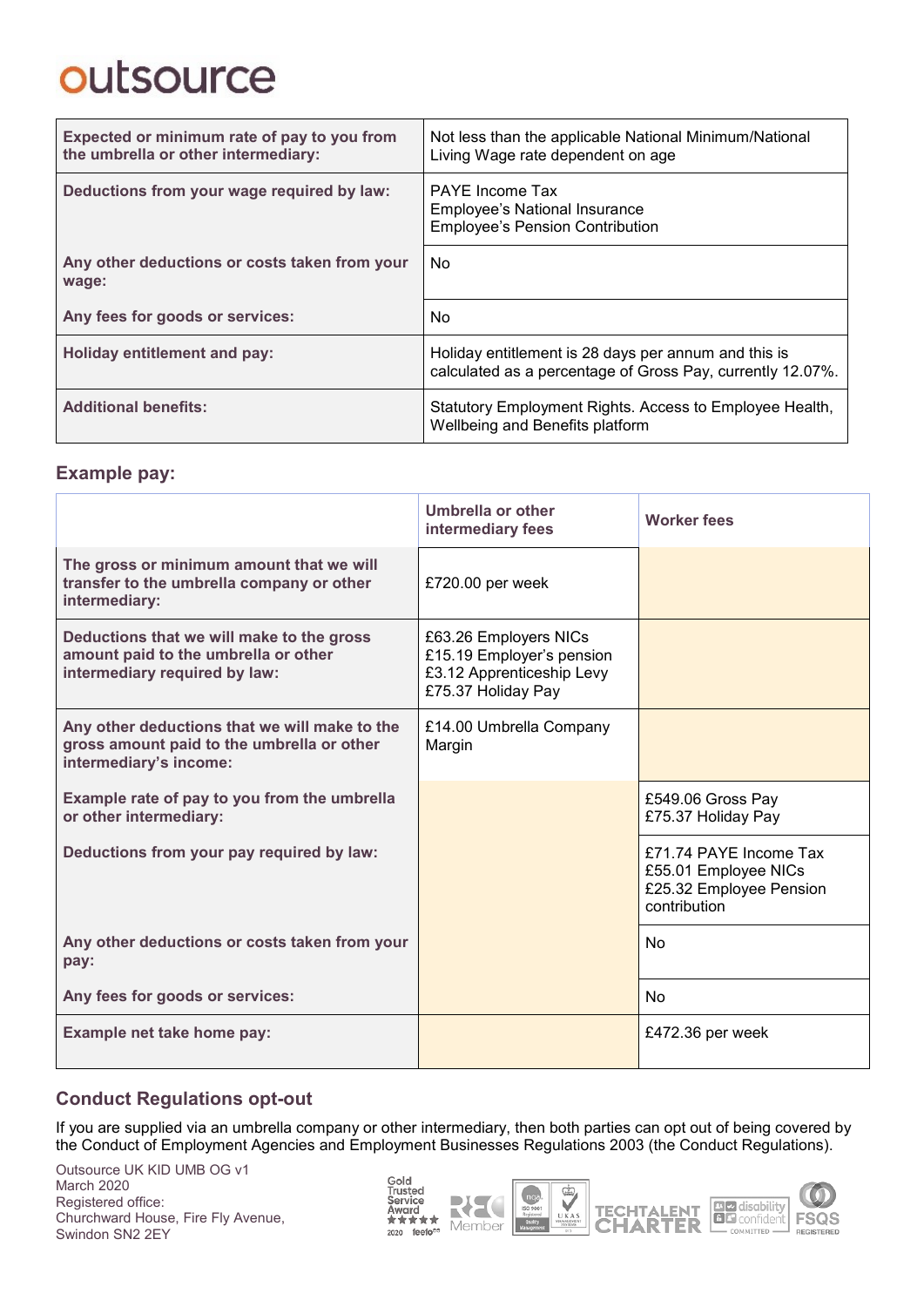outsource

| Expected or minimum rate of pay to you from the umbrella or other intermediary: | Not less than the applicable National Minimum/National Living Wage rate dependent on age |
|---|---|
| **Deductions from your wage required by law:** | PAYE Income Tax<br>Employee's National Insurance<br>Employee's Pension Contribution |
| **Any other deductions or costs taken from your wage:** | No |
| **Any fees for goods or services:** | No |
| **Holiday entitlement and pay:** | Holiday entitlement is 28 days per annum and this is calculated as a percentage of Gross Pay, currently 12.07%. |
| **Additional benefits:** | Statutory Employment Rights. Access to Employee Health, Wellbeing and Benefits platform |

## Example pay:

| | Umbrella or other intermediary fees | Worker fees |
|---|---|---|
| **The gross or minimum amount that we will transfer to the umbrella company or other intermediary:** | £720.00 per week | |
| **Deductions that we will make to the gross amount paid to the umbrella or other intermediary required by law:** | £63.26 Employers NICs<br>£15.19 Employer's pension<br>£3.12 Apprenticeship Levy<br>£75.37 Holiday Pay | |
| **Any other deductions that we will make to the gross amount paid to the umbrella or other intermediary's income:** | £14.00 Umbrella Company Margin | |
| **Example rate of pay to you from the umbrella or other intermediary:** | | £549.06 Gross Pay<br>£75.37 Holiday Pay |
| **Deductions from your pay required by law:** | | £71.74 PAYE Income Tax<br>£55.01 Employee NICs<br>£25.32 Employee Pension contribution |
| **Any other deductions or costs taken from your pay:** | | No |
| **Any fees for goods or services:** | | No |
| **Example net take home pay:** | | £472.36 per week |

## Conduct Regulations opt-out

If you are supplied via an umbrella company or other intermediary, then both parties can opt out of being covered by the Conduct of Employment Agencies and Employment Businesses Regulations 2003 (the Conduct Regulations).

Outsource UK KID UMB OG v1
March 2020
Registered office:
Churchward House, Fire Fly Avenue,
Swindon SN2 2EY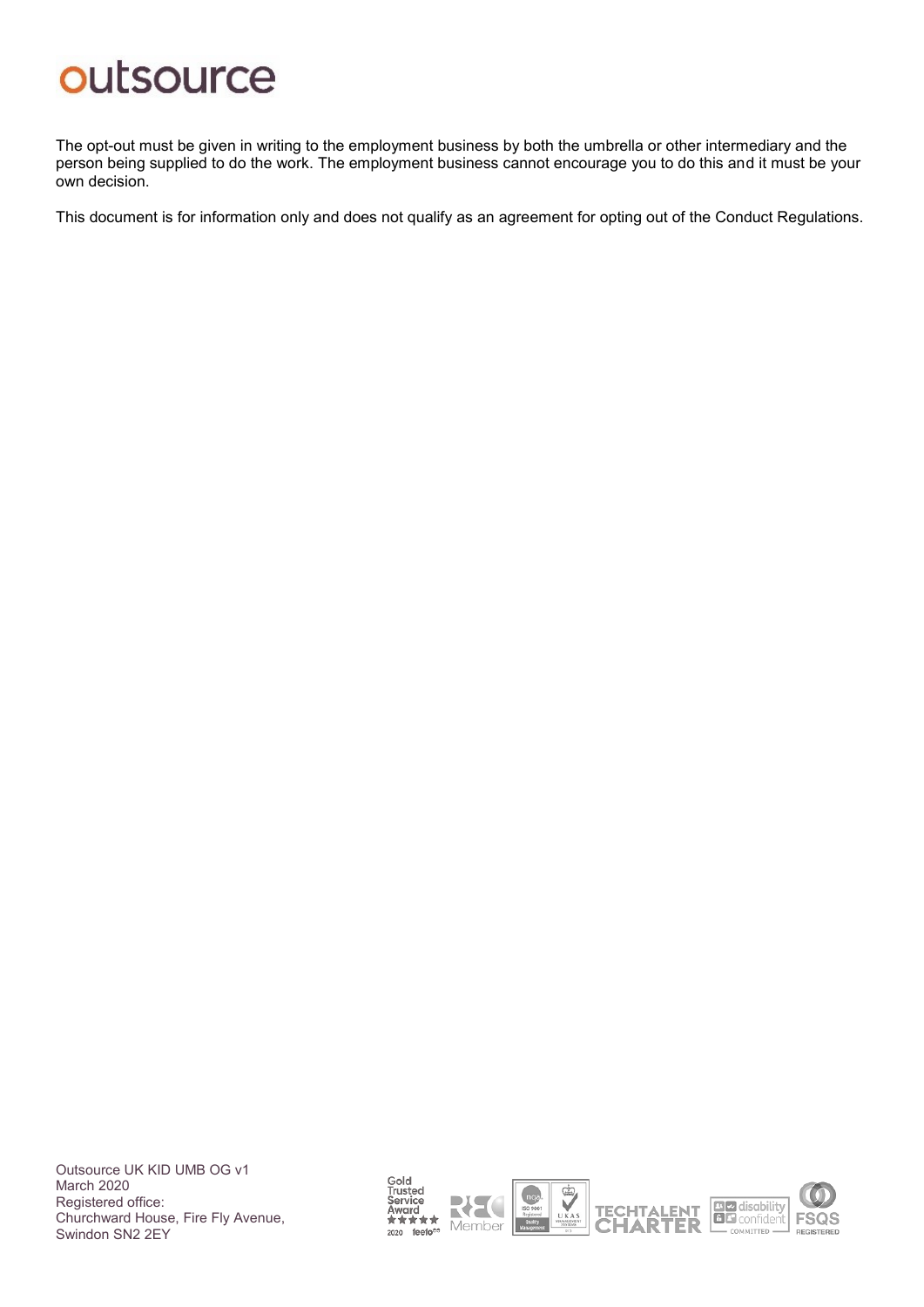The opt-out must be given in writing to the employment business by both the umbrella or other intermediary and the person being supplied to do the work. The employment business cannot encourage you to do this and it must be your own decision.

This document is for information only and does not qualify as an agreement for opting out of the Conduct Regulations.